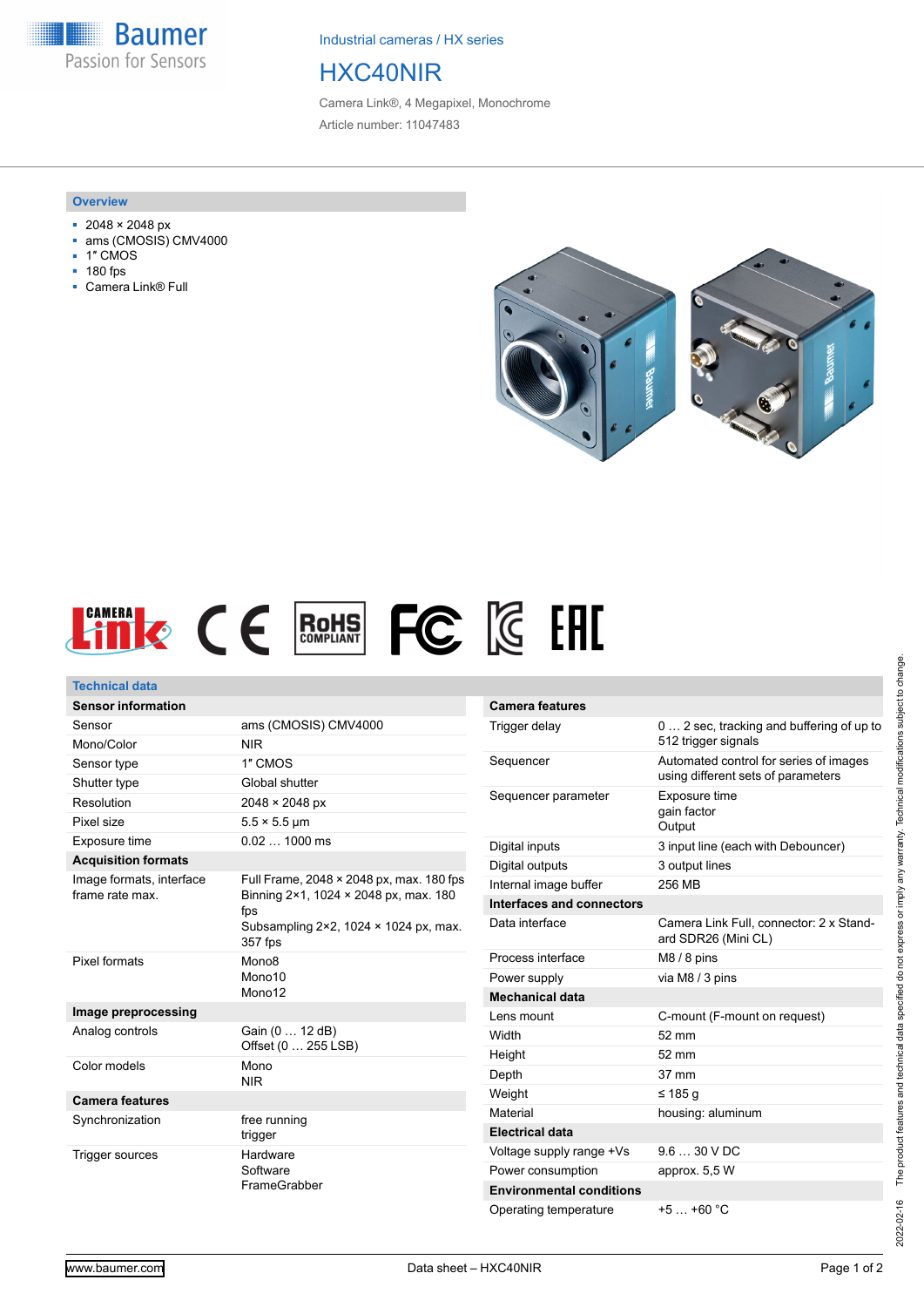Baumer
Passion for Sensors

Industrial cameras / HX series

# HXC40NIR

Camera Link®, 4 Megapixel, Monochrome

Article number: 11047483

## Overview

- 2048 × 2048 px
- ams (CMOSIS) CMV4000
- 1″ CMOS
- 180 fps
- Camera Link® Full

## Technical data

| Sensor information | |
|---|---|
| Sensor | ams (CMOSIS) CMV4000 |
| Mono/Color | NIR |
| Sensor type | 1″ CMOS |
| Shutter type | Global shutter |
| Resolution | 2048 × 2048 px |
| Pixel size | 5.5 × 5.5 µm |
| Exposure time | 0.02 … 1000 ms |
| **Acquisition formats** | |
| Image formats, interface frame rate max. | Full Frame, 2048 × 2048 px, max. 180 fps<br>Binning 2×1, 1024 × 2048 px, max. 180 fps<br>Subsampling 2×2, 1024 × 1024 px, max. 357 fps |
| Pixel formats | Mono8<br>Mono10<br>Mono12 |
| **Image preprocessing** | |
| Analog controls | Gain (0 … 12 dB)<br>Offset (0 … 255 LSB) |
| Color models | Mono<br>NIR |
| **Camera features** | |
| Synchronization | free running<br>trigger |
| Trigger sources | Hardware<br>Software<br>FrameGrabber |

| Camera features | |
|---|---|
| Trigger delay | 0 … 2 sec, tracking and buffering of up to 512 trigger signals |
| Sequencer | Automated control for series of images using different sets of parameters |
| Sequencer parameter | Exposure time<br>gain factor<br>Output |
| Digital inputs | 3 input line (each with Debouncer) |
| Digital outputs | 3 output lines |
| Internal image buffer | 256 MB |
| **Interfaces and connectors** | |
| Data interface | Camera Link Full, connector: 2 x Standard SDR26 (Mini CL) |
| Process interface | M8 / 8 pins |
| Power supply | via M8 / 3 pins |
| **Mechanical data** | |
| Lens mount | C-mount (F-mount on request) |
| Width | 52 mm |
| Height | 52 mm |
| Depth | 37 mm |
| Weight | ≤ 185 g |
| Material | housing: aluminum |
| **Electrical data** | |
| Voltage supply range +Vs | 9.6 … 30 V DC |
| Power consumption | approx. 5,5 W |
| **Environmental conditions** | |
| Operating temperature | +5 … +60 °C |

2022-02-16 The product features and technical data specified do not express or imply any warranty. Technical modifications subject to change.

www.baumer.com Data sheet – HXC40NIR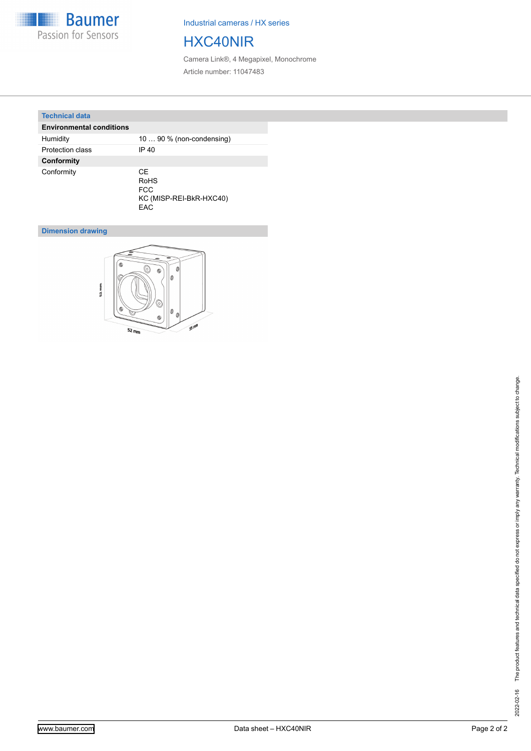Industrial cameras / HX series

# HXC40NIR

Camera Link®, 4 Megapixel, Monochrome

Article number: 11047483

## Technical data

| | |
|---|---|
| **Environmental conditions** | |
| Humidity | 10 … 90 % (non-condensing) |
| Protection class | IP 40 |
| **Conformity** | |
| Conformity | CE<br>RoHS<br>FCC<br>KC (MISP-REI-BkR-HXC40)<br>EAC |

## Dimension drawing

52 mm

52 mm

55 mm

The product features and technical data specified do not express or imply any warranty. Technical modifications subject to change.

2022-02-16